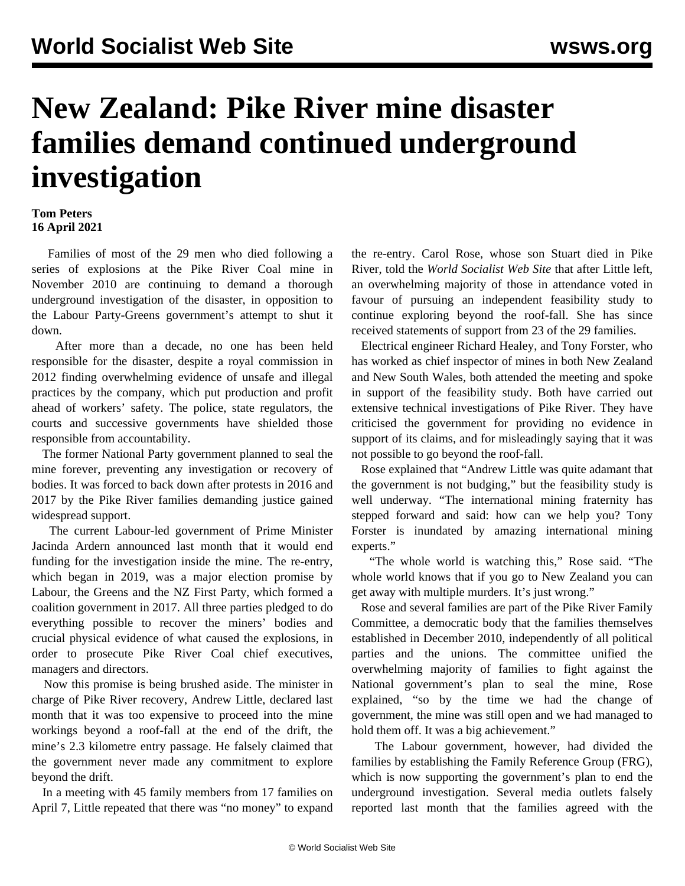# New Zealand: Pike River mine disaster families demand continued underground investigation

**Tom Peters**
**16 April 2021**

Families of most of the 29 men who died following a series of explosions at the Pike River Coal mine in November 2010 are continuing to demand a thorough underground investigation of the disaster, in opposition to the Labour Party-Greens government's attempt to shut it down.

After more than a decade, no one has been held responsible for the disaster, despite a royal commission in 2012 finding overwhelming evidence of unsafe and illegal practices by the company, which put production and profit ahead of workers' safety. The police, state regulators, the courts and successive governments have shielded those responsible from accountability.

The former National Party government planned to seal the mine forever, preventing any investigation or recovery of bodies. It was forced to back down after protests in 2016 and 2017 by the Pike River families demanding justice gained widespread support.

The current Labour-led government of Prime Minister Jacinda Ardern announced last month that it would end funding for the investigation inside the mine. The re-entry, which began in 2019, was a major election promise by Labour, the Greens and the NZ First Party, which formed a coalition government in 2017. All three parties pledged to do everything possible to recover the miners' bodies and crucial physical evidence of what caused the explosions, in order to prosecute Pike River Coal chief executives, managers and directors.

Now this promise is being brushed aside. The minister in charge of Pike River recovery, Andrew Little, declared last month that it was too expensive to proceed into the mine workings beyond a roof-fall at the end of the drift, the mine's 2.3 kilometre entry passage. He falsely claimed that the government never made any commitment to explore beyond the drift.

In a meeting with 45 family members from 17 families on April 7, Little repeated that there was "no money" to expand the re-entry. Carol Rose, whose son Stuart died in Pike River, told the *World Socialist Web Site* that after Little left, an overwhelming majority of those in attendance voted in favour of pursuing an independent feasibility study to continue exploring beyond the roof-fall. She has since received statements of support from 23 of the 29 families.

Electrical engineer Richard Healey, and Tony Forster, who has worked as chief inspector of mines in both New Zealand and New South Wales, both attended the meeting and spoke in support of the feasibility study. Both have carried out extensive technical investigations of Pike River. They have criticised the government for providing no evidence in support of its claims, and for misleadingly saying that it was not possible to go beyond the roof-fall.

Rose explained that "Andrew Little was quite adamant that the government is not budging," but the feasibility study is well underway. "The international mining fraternity has stepped forward and said: how can we help you? Tony Forster is inundated by amazing international mining experts."

"The whole world is watching this," Rose said. "The whole world knows that if you go to New Zealand you can get away with multiple murders. It's just wrong."

Rose and several families are part of the Pike River Family Committee, a democratic body that the families themselves established in December 2010, independently of all political parties and the unions. The committee unified the overwhelming majority of families to fight against the National government's plan to seal the mine, Rose explained, "so by the time we had the change of government, the mine was still open and we had managed to hold them off. It was a big achievement."

The Labour government, however, had divided the families by establishing the Family Reference Group (FRG), which is now supporting the government's plan to end the underground investigation. Several media outlets falsely reported last month that the families agreed with the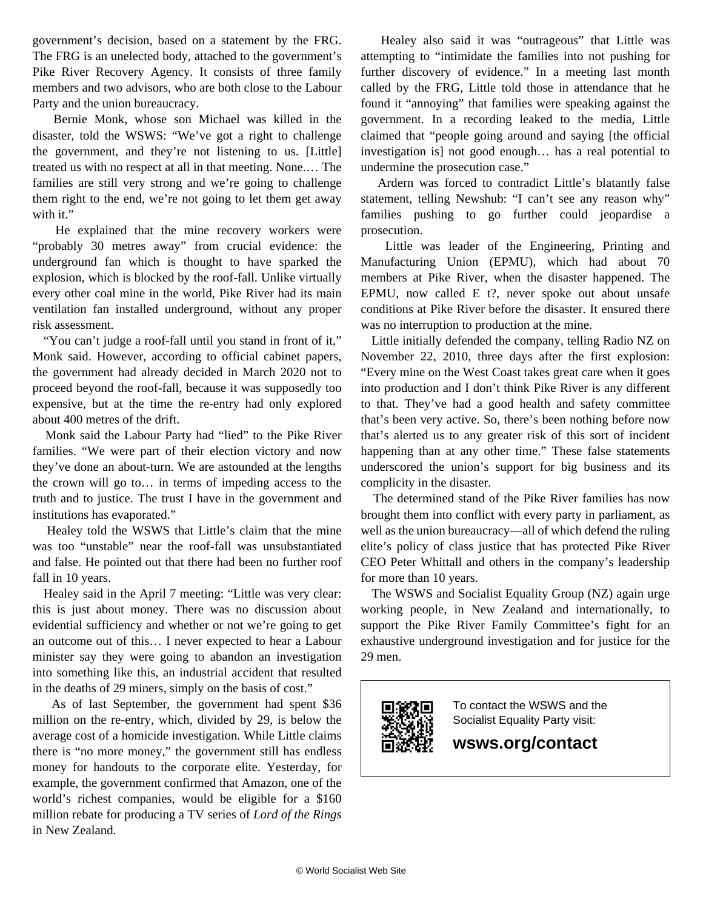government's decision, based on a statement by the FRG. The FRG is an unelected body, attached to the government's Pike River Recovery Agency. It consists of three family members and two advisors, who are both close to the Labour Party and the union bureaucracy.

Bernie Monk, whose son Michael was killed in the disaster, told the WSWS: "We've got a right to challenge the government, and they're not listening to us. [Little] treated us with no respect at all in that meeting. None.… The families are still very strong and we're going to challenge them right to the end, we're not going to let them get away with it."

He explained that the mine recovery workers were "probably 30 metres away" from crucial evidence: the underground fan which is thought to have sparked the explosion, which is blocked by the roof-fall. Unlike virtually every other coal mine in the world, Pike River had its main ventilation fan installed underground, without any proper risk assessment.

"You can't judge a roof-fall until you stand in front of it," Monk said. However, according to official cabinet papers, the government had already decided in March 2020 not to proceed beyond the roof-fall, because it was supposedly too expensive, but at the time the re-entry had only explored about 400 metres of the drift.

Monk said the Labour Party had "lied" to the Pike River families. "We were part of their election victory and now they've done an about-turn. We are astounded at the lengths the crown will go to… in terms of impeding access to the truth and to justice. The trust I have in the government and institutions has evaporated."

Healey told the WSWS that Little's claim that the mine was too "unstable" near the roof-fall was unsubstantiated and false. He pointed out that there had been no further roof fall in 10 years.

Healey said in the April 7 meeting: "Little was very clear: this is just about money. There was no discussion about evidential sufficiency and whether or not we're going to get an outcome out of this… I never expected to hear a Labour minister say they were going to abandon an investigation into something like this, an industrial accident that resulted in the deaths of 29 miners, simply on the basis of cost."

As of last September, the government had spent $36 million on the re-entry, which, divided by 29, is below the average cost of a homicide investigation. While Little claims there is "no more money," the government still has endless money for handouts to the corporate elite. Yesterday, for example, the government confirmed that Amazon, one of the world's richest companies, would be eligible for a $160 million rebate for producing a TV series of *Lord of the Rings* in New Zealand.

Healey also said it was "outrageous" that Little was attempting to "intimidate the families into not pushing for further discovery of evidence." In a meeting last month called by the FRG, Little told those in attendance that he found it "annoying" that families were speaking against the government. In a recording leaked to the media, Little claimed that "people going around and saying [the official investigation is] not good enough… has a real potential to undermine the prosecution case."

Ardern was forced to contradict Little's blatantly false statement, telling Newshub: "I can't see any reason why" families pushing to go further could jeopardise a prosecution.

Little was leader of the Engineering, Printing and Manufacturing Union (EPMU), which had about 70 members at Pike River, when the disaster happened. The EPMU, now called E t?, never spoke out about unsafe conditions at Pike River before the disaster. It ensured there was no interruption to production at the mine.

Little initially defended the company, telling Radio NZ on November 22, 2010, three days after the first explosion: "Every mine on the West Coast takes great care when it goes into production and I don't think Pike River is any different to that. They've had a good health and safety committee that's been very active. So, there's been nothing before now that's alerted us to any greater risk of this sort of incident happening than at any other time." These false statements underscored the union's support for big business and its complicity in the disaster.

The determined stand of the Pike River families has now brought them into conflict with every party in parliament, as well as the union bureaucracy—all of which defend the ruling elite's policy of class justice that has protected Pike River CEO Peter Whittall and others in the company's leadership for more than 10 years.

The WSWS and Socialist Equality Group (NZ) again urge working people, in New Zealand and internationally, to support the Pike River Family Committee's fight for an exhaustive underground investigation and for justice for the 29 men.

To contact the WSWS and the Socialist Equality Party visit:

**wsws.org/contact**